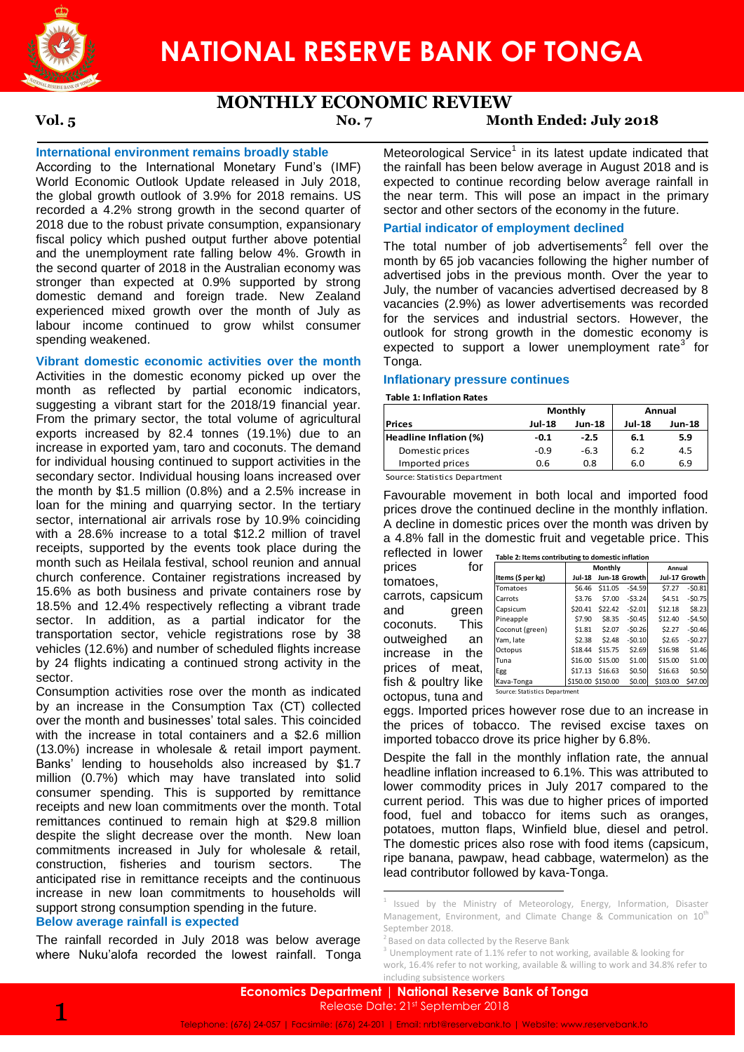# NATIONAL RESERVE BANK OF TONGA

## MONTHLY ECONOMIC REVIEW

**Vol. 5** **No. 7** **Month Ended: July 2018**

### International environment remains broadly stable

According to the International Monetary Fund's (IMF) World Economic Outlook Update released in July 2018, the global growth outlook of 3.9% for 2018 remains. US recorded a 4.2% strong growth in the second quarter of 2018 due to the robust private consumption, expansionary fiscal policy which pushed output further above potential and the unemployment rate falling below 4%. Growth in the second quarter of 2018 in the Australian economy was stronger than expected at 0.9% supported by strong domestic demand and foreign trade. New Zealand experienced mixed growth over the month of July as labour income continued to grow whilst consumer spending weakened.

### Vibrant domestic economic activities over the month

Activities in the domestic economy picked up over the month as reflected by partial economic indicators, suggesting a vibrant start for the 2018/19 financial year. From the primary sector, the total volume of agricultural exports increased by 82.4 tonnes (19.1%) due to an increase in exported yam, taro and coconuts. The demand for individual housing continued to support activities in the secondary sector. Individual housing loans increased over the month by $1.5 million (0.8%) and a 2.5% increase in loan for the mining and quarrying sector. In the tertiary sector, international air arrivals rose by 10.9% coinciding with a 28.6% increase to a total $12.2 million of travel receipts, supported by the events took place during the month such as Heilala festival, school reunion and annual church conference. Container registrations increased by 15.6% as both business and private containers rose by 18.5% and 12.4% respectively reflecting a vibrant trade sector. In addition, as a partial indicator for the transportation sector, vehicle registrations rose by 38 vehicles (12.6%) and number of scheduled flights increase by 24 flights indicating a continued strong activity in the sector.

Consumption activities rose over the month as indicated by an increase in the Consumption Tax (CT) collected over the month and businesses' total sales. This coincided with the increase in total containers and a $2.6 million (13.0%) increase in wholesale & retail import payment. Banks' lending to households also increased by $1.7 million (0.7%) which may have translated into solid consumer spending. This is supported by remittance receipts and new loan commitments over the month. Total remittances continued to remain high at $29.8 million despite the slight decrease over the month. New loan commitments increased in July for wholesale & retail, construction, fisheries and tourism sectors. The anticipated rise in remittance receipts and the continuous increase in new loan commitments to households will support strong consumption spending in the future.

### Below average rainfall is expected

The rainfall recorded in July 2018 was below average where Nuku'alofa recorded the lowest rainfall. Tonga Meteorological Service[1] in its latest update indicated that the rainfall has been below average in August 2018 and is expected to continue recording below average rainfall in the near term. This will pose an impact in the primary sector and other sectors of the economy in the future.

### Partial indicator of employment declined

The total number of job advertisements[2] fell over the month by 65 job vacancies following the higher number of advertised jobs in the previous month. Over the year to July, the number of vacancies advertised decreased by 8 vacancies (2.9%) as lower advertisements was recorded for the services and industrial sectors. However, the outlook for strong growth in the domestic economy is expected to support a lower unemployment rate[3] for Tonga.

### Inflationary pressure continues

**Table 1: Inflation Rates**

| Prices | Monthly | | Annual | |
|---|---|---|---|---|
| | Jul-18 | Jun-18 | Jul-18 | Jun-18 |
| **Headline Inflation (%)** | **-0.1** | **-2.5** | **6.1** | **5.9** |
| Domestic prices | -0.9 | -6.3 | 6.2 | 4.5 |
| Imported prices | 0.6 | 0.8 | 6.0 | 6.9 |

Source: Statistics Department

Favourable movement in both local and imported food prices drove the continued decline in the monthly inflation. A decline in domestic prices over the month was driven by a 4.8% fall in the domestic fruit and vegetable price. This reflected in lower prices for tomatoes, carrots, capsicum and green coconuts. This outweighed an increase in the prices of meat, fish & poultry like octopus, tuna and eggs. Imported prices however rose due to an increase in the prices of tobacco. The revised excise taxes on imported tobacco drove its price higher by 6.8%.

**Table 2: Items contributing to domestic inflation**

| Items ($ per kg) | Monthly | | | Annual | |
|---|---|---|---|---|---|
| | Jul-18 | Jun-18 | Growth | Jul-17 | Growth |
| Tomatoes | $6.46 | $11.05 | -$4.59 | $7.27 | -$0.81 |
| Carrots | $3.76 | $7.00 | -$3.24 | $4.51 | -$0.75 |
| Capsicum | $20.41 | $22.42 | -$2.01 | $12.18 | $8.23 |
| Pineapple | $7.90 | $8.35 | -$0.45 | $12.40 | -$4.50 |
| Coconut (green) | $1.81 | $2.07 | -$0.26 | $2.27 | -$0.46 |
| Yam, late | $2.38 | $2.48 | -$0.10 | $2.65 | -$0.27 |
| Octopus | $18.44 | $15.75 | $2.69 | $16.98 | $1.46 |
| Tuna | $16.00 | $15.00 | $1.00 | $15.00 | $1.00 |
| Egg | $17.13 | $16.63 | $0.50 | $16.63 | $0.50 |
| Kava-Tonga | $150.00 | $150.00 | $0.00 | $103.00 | $47.00 |

Source: Statistics Department

Despite the fall in the monthly inflation rate, the annual headline inflation increased to 6.1%. This was attributed to lower commodity prices in July 2017 compared to the current period. This was due to higher prices of imported food, fuel and tobacco for items such as oranges, potatoes, mutton flaps, Winfield blue, diesel and petrol. The domestic prices also rose with food items (capsicum, ripe banana, pawpaw, head cabbage, watermelon) as the lead contributor followed by kava-Tonga.

---

[1] Issued by the Ministry of Meteorology, Energy, Information, Disaster Management, Environment, and Climate Change & Communication on 10th September 2018.

[2] Based on data collected by the Reserve Bank

[3] Unemployment rate of 1.1% refer to not working, available & looking for work, 16.4% refer to not working, available & willing to work and 34.8% refer to including subsistence workers

**Economics Department | National Reserve Bank of Tonga**
Release Date: 21st September 2018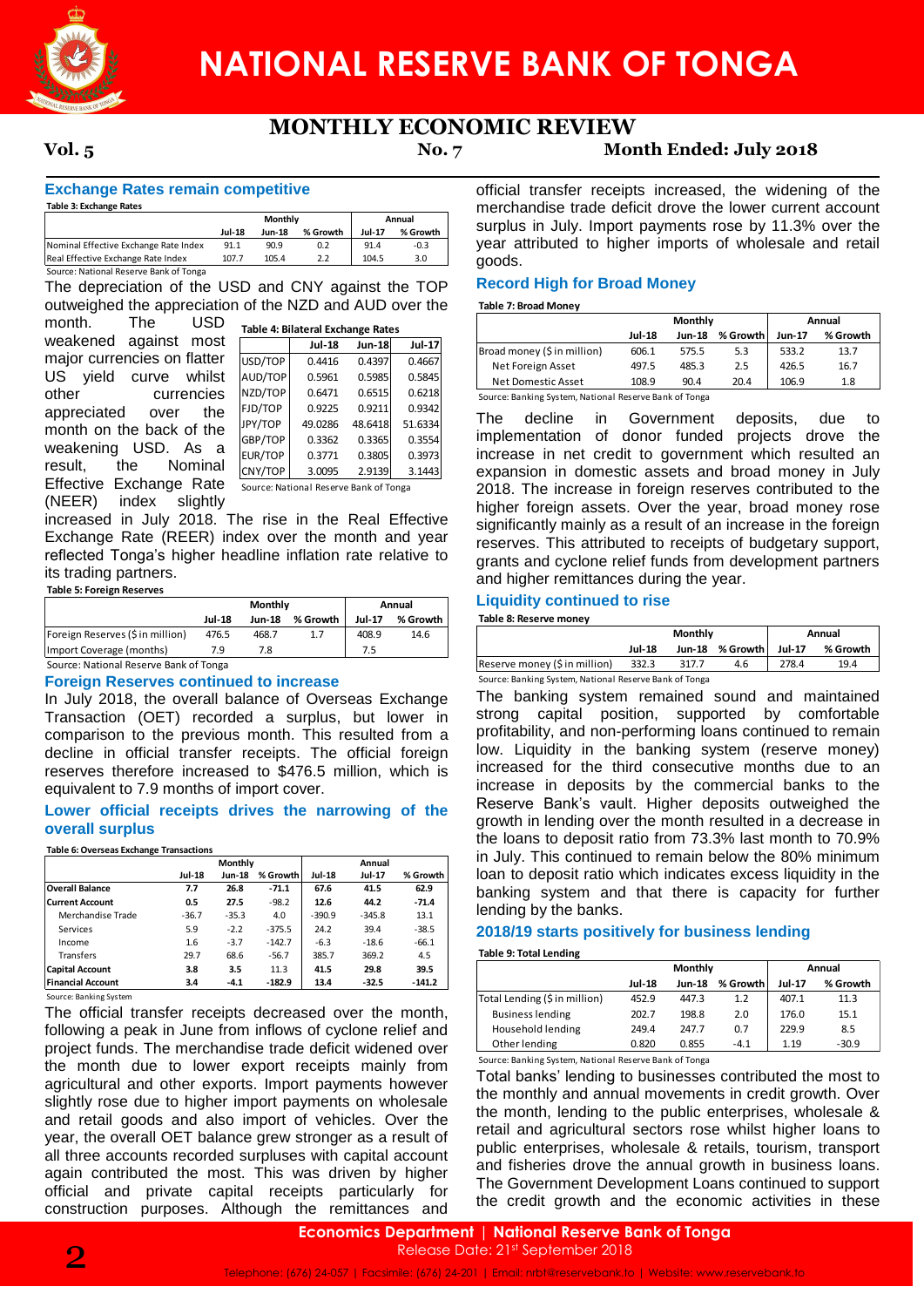# NATIONAL RESERVE BANK OF TONGA

## MONTHLY ECONOMIC REVIEW

**Vol. 5** **No. 7** **Month Ended: July 2018**

### Exchange Rates remain competitive

**Table 3: Exchange Rates**

| | Monthly | | | Annual | |
|---|---|---|---|---|---|
| | Jul-18 | Jun-18 | % Growth | Jul-17 | % Growth |
| Nominal Effective Exchange Rate Index | 91.1 | 90.9 | 0.2 | 91.4 | -0.3 |
| Real Effective Exchange Rate Index | 107.7 | 105.4 | 2.2 | 104.5 | 3.0 |

Source: National Reserve Bank of Tonga

The depreciation of the USD and CNY against the TOP outweighed the appreciation of the NZD and AUD over the month. The USD weakened against most major currencies on flatter US yield curve whilst other currencies appreciated over the month on the back of the weakening USD. As a result, the Nominal Effective Exchange Rate (NEER) index slightly increased in July 2018. The rise in the Real Effective Exchange Rate (REER) index over the month and year reflected Tonga's higher headline inflation rate relative to its trading partners.

**Table 4: Bilateral Exchange Rates**

| | Jul-18 | Jun-18 | Jul-17 |
|---|---|---|---|
| USD/TOP | 0.4416 | 0.4397 | 0.4667 |
| AUD/TOP | 0.5961 | 0.5985 | 0.5845 |
| NZD/TOP | 0.6471 | 0.6515 | 0.6218 |
| FJD/TOP | 0.9225 | 0.9211 | 0.9342 |
| JPY/TOP | 49.0286 | 48.6418 | 51.6334 |
| GBP/TOP | 0.3362 | 0.3365 | 0.3554 |
| EUR/TOP | 0.3771 | 0.3805 | 0.3973 |
| CNY/TOP | 3.0095 | 2.9139 | 3.1443 |

Source: National Reserve Bank of Tonga

**Table 5: Foreign Reserves**

| | Monthly | | | Annual | |
|---|---|---|---|---|---|
| | Jul-18 | Jun-18 | % Growth | Jul-17 | % Growth |
| Foreign Reserves ($ in million) | 476.5 | 468.7 | 1.7 | 408.9 | 14.6 |
| Import Coverage (months) | 7.9 | 7.8 | | 7.5 | |

Source: National Reserve Bank of Tonga

### Foreign Reserves continued to increase

In July 2018, the overall balance of Overseas Exchange Transaction (OET) recorded a surplus, but lower in comparison to the previous month. This resulted from a decline in official transfer receipts. The official foreign reserves therefore increased to $476.5 million, which is equivalent to 7.9 months of import cover.

### Lower official receipts drives the narrowing of the overall surplus

**Table 6: Overseas Exchange Transactions**

| | Monthly | | | Annual | | |
|---|---|---|---|---|---|---|
| | Jul-18 | Jun-18 | % Growth | Jul-18 | Jul-17 | % Growth |
| **Overall Balance** | **7.7** | **26.8** | **-71.1** | **67.6** | **41.5** | **62.9** |
| **Current Account** | **0.5** | **27.5** | **-98.2** | **12.6** | **44.2** | **-71.4** |
| Merchandise Trade | -36.7 | -35.3 | 4.0 | -390.9 | -345.8 | 13.1 |
| Services | 5.9 | -2.2 | -375.5 | 24.2 | 39.4 | -38.5 |
| Income | 1.6 | -3.7 | -142.7 | -6.3 | -18.6 | -66.1 |
| Transfers | 29.7 | 68.6 | -56.7 | 385.7 | 369.2 | 4.5 |
| **Capital Account** | **3.8** | **3.5** | **11.3** | **41.5** | **29.8** | **39.5** |
| **Financial Account** | **3.4** | **-4.1** | **-182.9** | **13.4** | **-32.5** | **-141.2** |

Source: Banking System

The official transfer receipts decreased over the month, following a peak in June from inflows of cyclone relief and project funds. The merchandise trade deficit widened over the month due to lower export receipts mainly from agricultural and other exports. Import payments however slightly rose due to higher import payments on wholesale and retail goods and also import of vehicles. Over the year, the overall OET balance grew stronger as a result of all three accounts recorded surpluses with capital account again contributed the most. This was driven by higher official and private capital receipts particularly for construction purposes. Although the remittances and official transfer receipts increased, the widening of the merchandise trade deficit drove the lower current account surplus in July. Import payments rose by 11.3% over the year attributed to higher imports of wholesale and retail goods.

### Record High for Broad Money

**Table 7: Broad Money**

| | Monthly | | | Annual | |
|---|---|---|---|---|---|
| | Jul-18 | Jun-18 | % Growth | Jun-17 | % Growth |
| Broad money ($ in million) | 606.1 | 575.5 | 5.3 | 533.2 | 13.7 |
| Net Foreign Asset | 497.5 | 485.3 | 2.5 | 426.5 | 16.7 |
| Net Domestic Asset | 108.9 | 90.4 | 20.4 | 106.9 | 1.8 |

Source: Banking System, National Reserve Bank of Tonga

The decline in Government deposits, due to implementation of donor funded projects drove the increase in net credit to government which resulted an expansion in domestic assets and broad money in July 2018. The increase in foreign reserves contributed to the higher foreign assets. Over the year, broad money rose significantly mainly as a result of an increase in the foreign reserves. This attributed to receipts of budgetary support, grants and cyclone relief funds from development partners and higher remittances during the year.

### Liquidity continued to rise

**Table 8: Reserve money**

| | Monthly | | | Annual | |
|---|---|---|---|---|---|
| | Jul-18 | Jun-18 | % Growth | Jul-17 | % Growth |
| Reserve money ($ in million) | 332.3 | 317.7 | 4.6 | 278.4 | 19.4 |

Source: Banking System, National Reserve Bank of Tonga

The banking system remained sound and maintained strong capital position, supported by comfortable profitability, and non-performing loans continued to remain low. Liquidity in the banking system (reserve money) increased for the third consecutive months due to an increase in deposits by the commercial banks to the Reserve Bank's vault. Higher deposits outweighed the growth in lending over the month resulted in a decrease in the loans to deposit ratio from 73.3% last month to 70.9% in July. This continued to remain below the 80% minimum loan to deposit ratio which indicates excess liquidity in the banking system and that there is capacity for further lending by the banks.

### 2018/19 starts positively for business lending

**Table 9: Total Lending**

| | Monthly | | | Annual | |
|---|---|---|---|---|---|
| | Jul-18 | Jun-18 | % Growth | Jul-17 | % Growth |
| Total Lending ($ in million) | 452.9 | 447.3 | 1.2 | 407.1 | 11.3 |
| Business lending | 202.7 | 198.8 | 2.0 | 176.0 | 15.1 |
| Household lending | 249.4 | 247.7 | 0.7 | 229.9 | 8.5 |
| Other lending | 0.820 | 0.855 | -4.1 | 1.19 | -30.9 |

Source: Banking System, National Reserve Bank of Tonga

Total banks' lending to businesses contributed the most to the monthly and annual movements in credit growth. Over the month, lending to the public enterprises, wholesale & retail and agricultural sectors rose whilst higher loans to public enterprises, wholesale & retails, tourism, transport and fisheries drove the annual growth in business loans. The Government Development Loans continued to support the credit growth and the economic activities in these

**Economics Department | National Reserve Bank of Tonga**
Release Date: 21st September 2018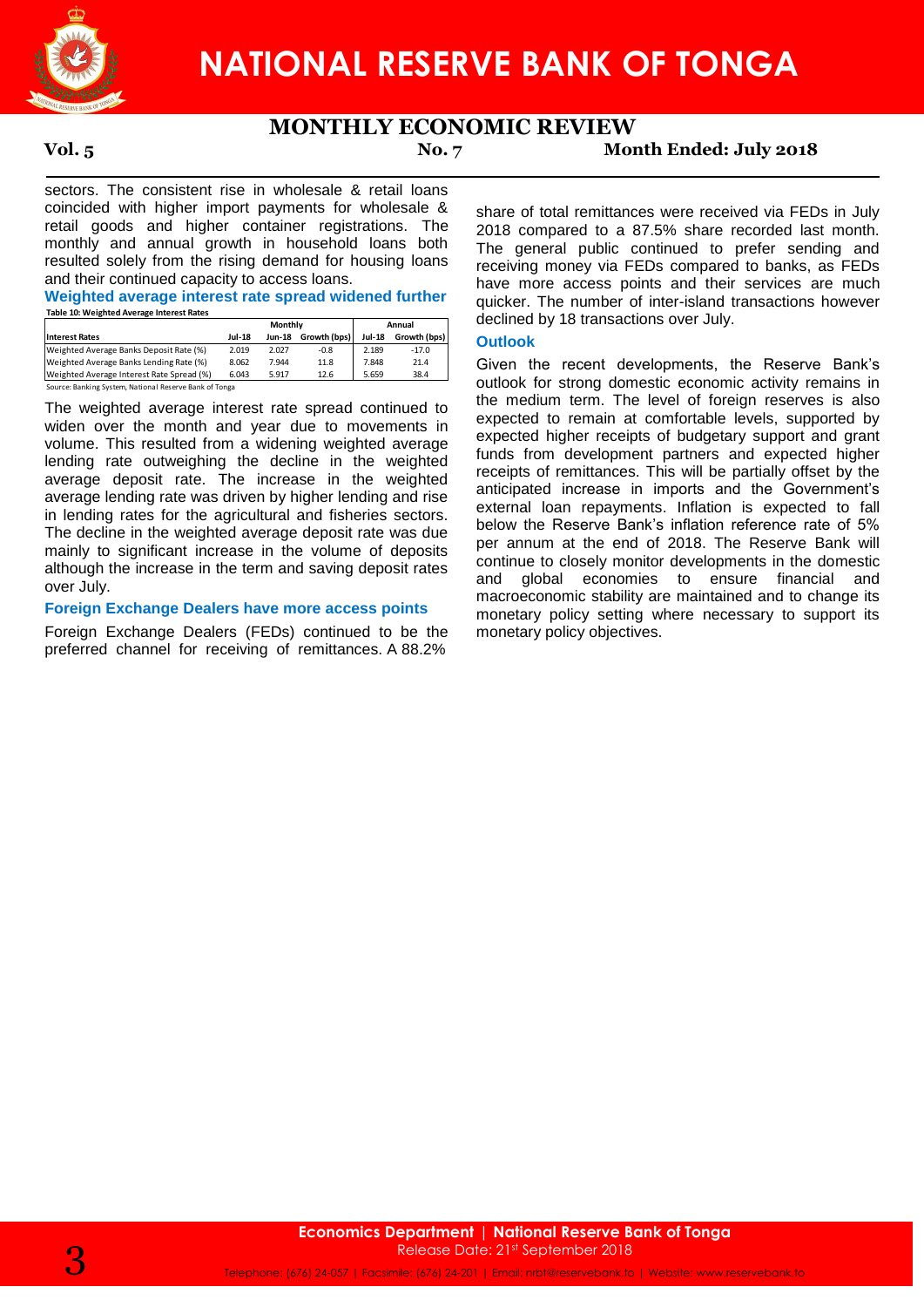sectors. The consistent rise in wholesale & retail loans coincided with higher import payments for wholesale & retail goods and higher container registrations. The monthly and annual growth in household loans both resulted solely from the rising demand for housing loans and their continued capacity to access loans.

### Weighted average interest rate spread widened further

**Table 10: Weighted Average Interest Rates**

| | Monthly | | | Annual | |
|---|---|---|---|---|---|
| Interest Rates | Jul-18 | Jun-18 | Growth (bps) | Jul-18 | Growth (bps) |
| Weighted Average Banks Deposit Rate (%) | 2.019 | 2.027 | -0.8 | 2.189 | -17.0 |
| Weighted Average Banks Lending Rate (%) | 8.062 | 7.944 | 11.8 | 7.848 | 21.4 |
| Weighted Average Interest Rate Spread (%) | 6.043 | 5.917 | 12.6 | 5.659 | 38.4 |

Source: Banking System, National Reserve Bank of Tonga

The weighted average interest rate spread continued to widen over the month and year due to movements in volume. This resulted from a widening weighted average lending rate outweighing the decline in the weighted average deposit rate. The increase in the weighted average lending rate was driven by higher lending and rise in lending rates for the agricultural and fisheries sectors. The decline in the weighted average deposit rate was due mainly to significant increase in the volume of deposits although the increase in the term and saving deposit rates over July.

### Foreign Exchange Dealers have more access points

Foreign Exchange Dealers (FEDs) continued to be the preferred channel for receiving of remittances. A 88.2% share of total remittances were received via FEDs in July 2018 compared to a 87.5% share recorded last month. The general public continued to prefer sending and receiving money via FEDs compared to banks, as FEDs have more access points and their services are much quicker. The number of inter-island transactions however declined by 18 transactions over July.

### Outlook

Given the recent developments, the Reserve Bank's outlook for strong domestic economic activity remains in the medium term. The level of foreign reserves is also expected to remain at comfortable levels, supported by expected higher receipts of budgetary support and grant funds from development partners and expected higher receipts of remittances. This will be partially offset by the anticipated increase in imports and the Government's external loan repayments. Inflation is expected to fall below the Reserve Bank's inflation reference rate of 5% per annum at the end of 2018. The Reserve Bank will continue to closely monitor developments in the domestic and global economies to ensure financial and macroeconomic stability are maintained and to change its monetary policy setting where necessary to support its monetary policy objectives.